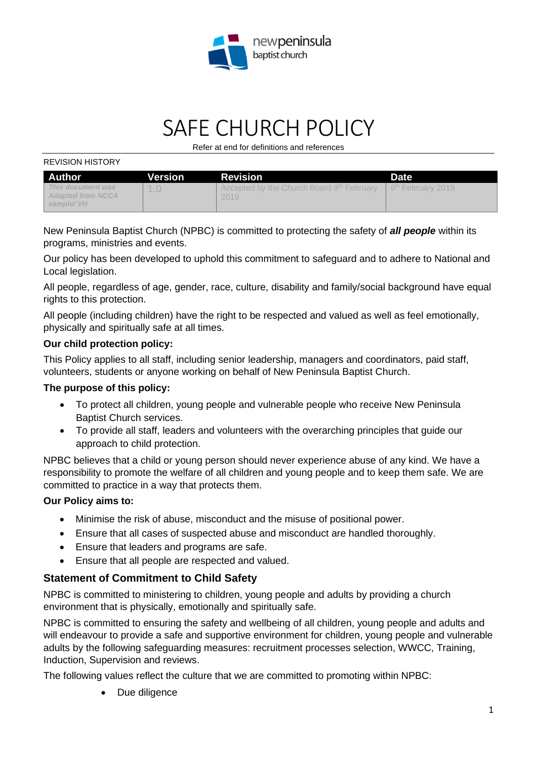# SAFE CHURCH POLICY

Refer at end for definitions and references

REVISION HISTORY

| Author | Version | Revision | Date |
|---|---|---|---|
| *This document was Adapted from NCCA sample/ VH* | 1.0 | Accepted by the Church Board 9th February 2019 | 9th February 2019 |

New Peninsula Baptist Church (NPBC) is committed to protecting the safety of ***all people*** within its programs, ministries and events.

Our policy has been developed to uphold this commitment to safeguard and to adhere to National and Local legislation.

All people, regardless of age, gender, race, culture, disability and family/social background have equal rights to this protection.

All people (including children) have the right to be respected and valued as well as feel emotionally, physically and spiritually safe at all times.

**Our child protection policy:**

This Policy applies to all staff, including senior leadership, managers and coordinators, paid staff, volunteers, students or anyone working on behalf of New Peninsula Baptist Church.

**The purpose of this policy:**

- To protect all children, young people and vulnerable people who receive New Peninsula Baptist Church services.
- To provide all staff, leaders and volunteers with the overarching principles that guide our approach to child protection.

NPBC believes that a child or young person should never experience abuse of any kind. We have a responsibility to promote the welfare of all children and young people and to keep them safe. We are committed to practice in a way that protects them.

**Our Policy aims to:**

- Minimise the risk of abuse, misconduct and the misuse of positional power.
- Ensure that all cases of suspected abuse and misconduct are handled thoroughly.
- Ensure that leaders and programs are safe.
- Ensure that all people are respected and valued.

## Statement of Commitment to Child Safety

NPBC is committed to ministering to children, young people and adults by providing a church environment that is physically, emotionally and spiritually safe.

NPBC is committed to ensuring the safety and wellbeing of all children, young people and adults and will endeavour to provide a safe and supportive environment for children, young people and vulnerable adults by the following safeguarding measures: recruitment processes selection, WWCC, Training, Induction, Supervision and reviews.

The following values reflect the culture that we are committed to promoting within NPBC:

- Due diligence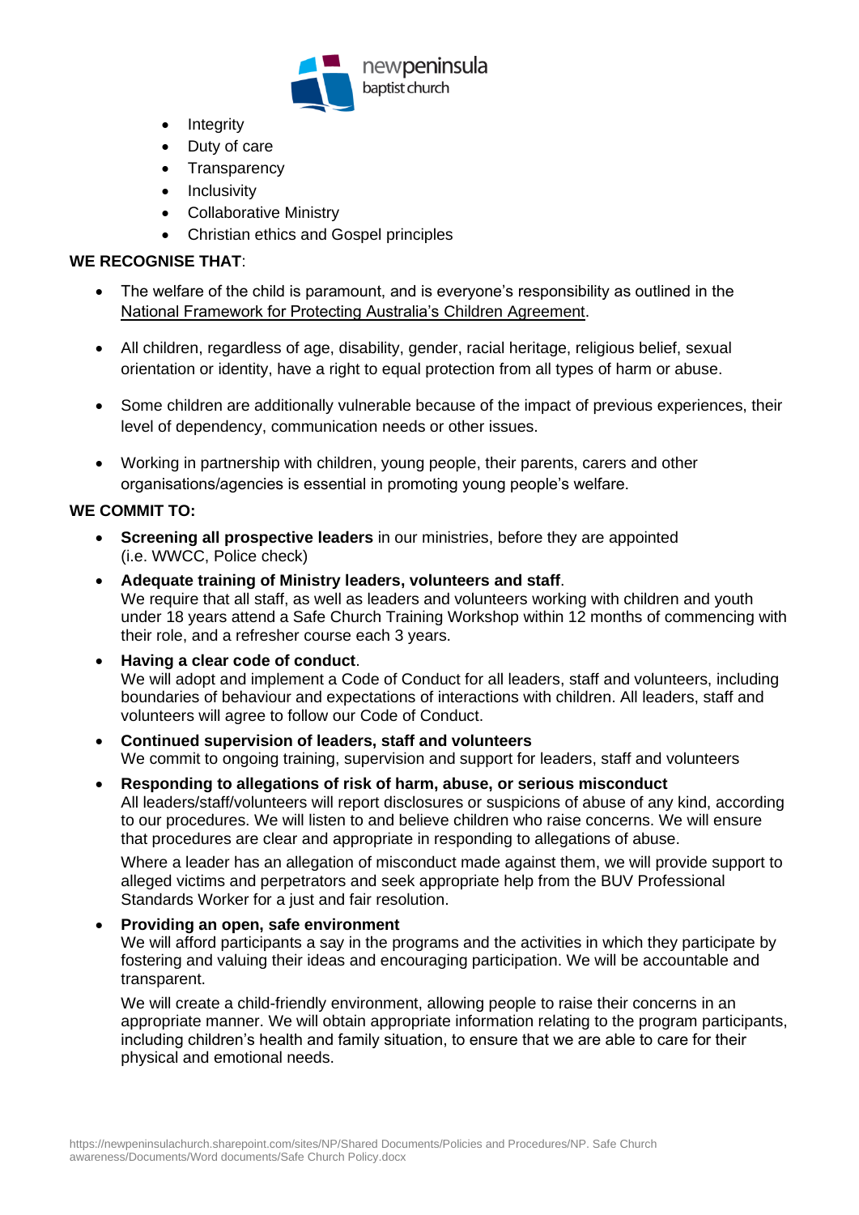- Integrity
- Duty of care
- Transparency
- Inclusivity
- Collaborative Ministry
- Christian ethics and Gospel principles

**WE RECOGNISE THAT**:

- The welfare of the child is paramount, and is everyone's responsibility as outlined in the National Framework for Protecting Australia's Children Agreement.
- All children, regardless of age, disability, gender, racial heritage, religious belief, sexual orientation or identity, have a right to equal protection from all types of harm or abuse.
- Some children are additionally vulnerable because of the impact of previous experiences, their level of dependency, communication needs or other issues.
- Working in partnership with children, young people, their parents, carers and other organisations/agencies is essential in promoting young people's welfare.

**WE COMMIT TO:**

- **Screening all prospective leaders** in our ministries, before they are appointed (i.e. WWCC, Police check)
- **Adequate training of Ministry leaders, volunteers and staff**.
  We require that all staff, as well as leaders and volunteers working with children and youth under 18 years attend a Safe Church Training Workshop within 12 months of commencing with their role, and a refresher course each 3 years.
- **Having a clear code of conduct**.
  We will adopt and implement a Code of Conduct for all leaders, staff and volunteers, including boundaries of behaviour and expectations of interactions with children. All leaders, staff and volunteers will agree to follow our Code of Conduct.
- **Continued supervision of leaders, staff and volunteers**
  We commit to ongoing training, supervision and support for leaders, staff and volunteers
- **Responding to allegations of risk of harm, abuse, or serious misconduct**
  All leaders/staff/volunteers will report disclosures or suspicions of abuse of any kind, according to our procedures. We will listen to and believe children who raise concerns. We will ensure that procedures are clear and appropriate in responding to allegations of abuse.

  Where a leader has an allegation of misconduct made against them, we will provide support to alleged victims and perpetrators and seek appropriate help from the BUV Professional Standards Worker for a just and fair resolution.
- **Providing an open, safe environment**
  We will afford participants a say in the programs and the activities in which they participate by fostering and valuing their ideas and encouraging participation. We will be accountable and transparent.

  We will create a child-friendly environment, allowing people to raise their concerns in an appropriate manner. We will obtain appropriate information relating to the program participants, including children's health and family situation, to ensure that we are able to care for their physical and emotional needs.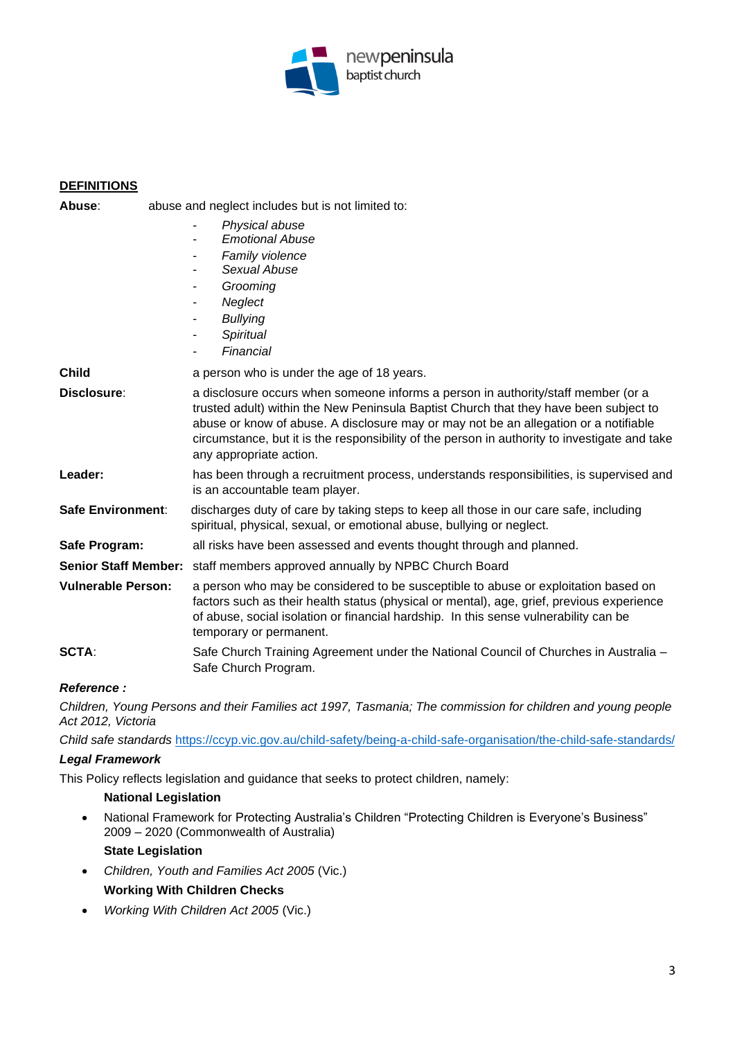newpeninsula baptist church

## DEFINITIONS

**Abuse**: abuse and neglect includes but is not limited to:

- *Physical abuse*
- *Emotional Abuse*
- *Family violence*
- *Sexual Abuse*
- *Grooming*
- *Neglect*
- *Bullying*
- *Spiritual*
- *Financial*

**Child** a person who is under the age of 18 years.

**Disclosure**: a disclosure occurs when someone informs a person in authority/staff member (or a trusted adult) within the New Peninsula Baptist Church that they have been subject to abuse or know of abuse. A disclosure may or may not be an allegation or a notifiable circumstance, but it is the responsibility of the person in authority to investigate and take any appropriate action.

**Leader:** has been through a recruitment process, understands responsibilities, is supervised and is an accountable team player.

**Safe Environment**: discharges duty of care by taking steps to keep all those in our care safe, including spiritual, physical, sexual, or emotional abuse, bullying or neglect.

**Safe Program:** all risks have been assessed and events thought through and planned.

**Senior Staff Member:** staff members approved annually by NPBC Church Board

**Vulnerable Person:** a person who may be considered to be susceptible to abuse or exploitation based on factors such as their health status (physical or mental), age, grief, previous experience of abuse, social isolation or financial hardship. In this sense vulnerability can be temporary or permanent.

**SCTA**: Safe Church Training Agreement under the National Council of Churches in Australia – Safe Church Program.

***Reference :***

*Children, Young Persons and their Families act 1997, Tasmania; The commission for children and young people Act 2012, Victoria*

*Child safe standards* https://ccyp.vic.gov.au/child-safety/being-a-child-safe-organisation/the-child-safe-standards/

***Legal Framework***

This Policy reflects legislation and guidance that seeks to protect children, namely:

**National Legislation**

- National Framework for Protecting Australia's Children "Protecting Children is Everyone's Business" 2009 – 2020 (Commonwealth of Australia)

**State Legislation**

- *Children, Youth and Families Act 2005* (Vic.)

**Working With Children Checks**

- *Working With Children Act 2005* (Vic.)